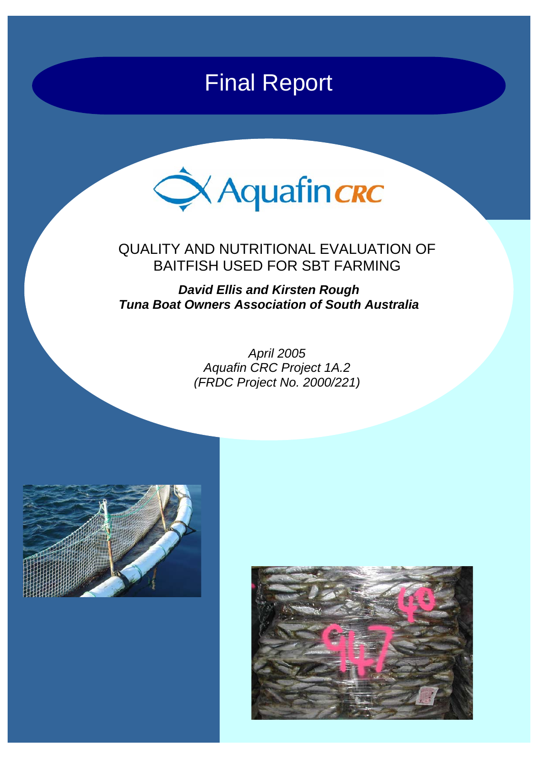# Final Report

Aquafin CRC

## QUALITY AND NUTRITIONAL EVALUATION OF BAITFISH USED FOR SBT FARMING

***David Ellis and Kirsten Rough***
***Tuna Boat Owners Association of South Australia***

*April 2005*
*Aquafin CRC Project 1A.2*
*(FRDC Project No. 2000/221)*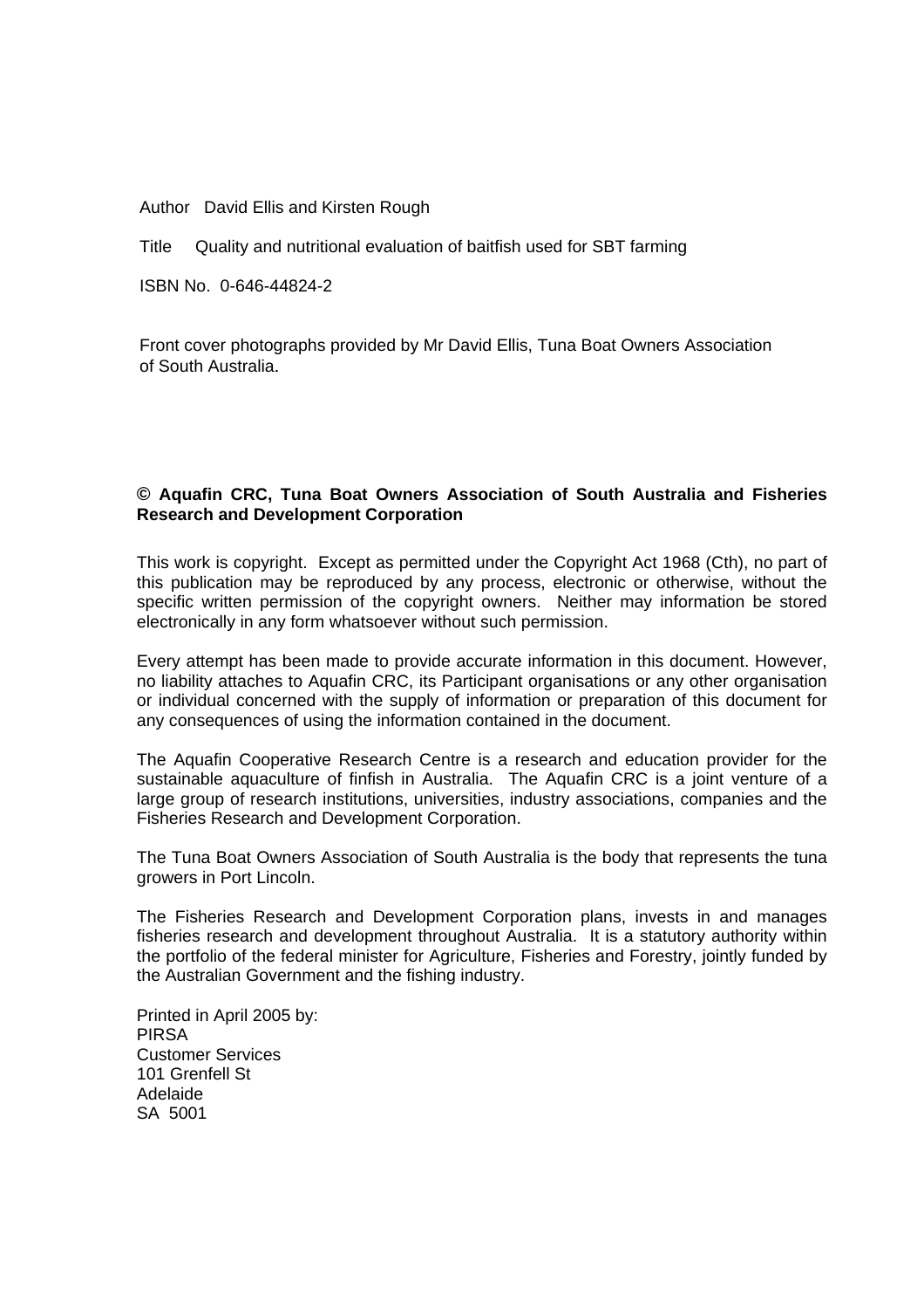Author David Ellis and Kirsten Rough

Title Quality and nutritional evaluation of baitfish used for SBT farming

ISBN No. 0-646-44824-2

Front cover photographs provided by Mr David Ellis, Tuna Boat Owners Association of South Australia.

**© Aquafin CRC, Tuna Boat Owners Association of South Australia and Fisheries Research and Development Corporation**

This work is copyright. Except as permitted under the Copyright Act 1968 (Cth), no part of this publication may be reproduced by any process, electronic or otherwise, without the specific written permission of the copyright owners. Neither may information be stored electronically in any form whatsoever without such permission.

Every attempt has been made to provide accurate information in this document. However, no liability attaches to Aquafin CRC, its Participant organisations or any other organisation or individual concerned with the supply of information or preparation of this document for any consequences of using the information contained in the document.

The Aquafin Cooperative Research Centre is a research and education provider for the sustainable aquaculture of finfish in Australia. The Aquafin CRC is a joint venture of a large group of research institutions, universities, industry associations, companies and the Fisheries Research and Development Corporation.

The Tuna Boat Owners Association of South Australia is the body that represents the tuna growers in Port Lincoln.

The Fisheries Research and Development Corporation plans, invests in and manages fisheries research and development throughout Australia. It is a statutory authority within the portfolio of the federal minister for Agriculture, Fisheries and Forestry, jointly funded by the Australian Government and the fishing industry.

Printed in April 2005 by:
PIRSA
Customer Services
101 Grenfell St
Adelaide
SA 5001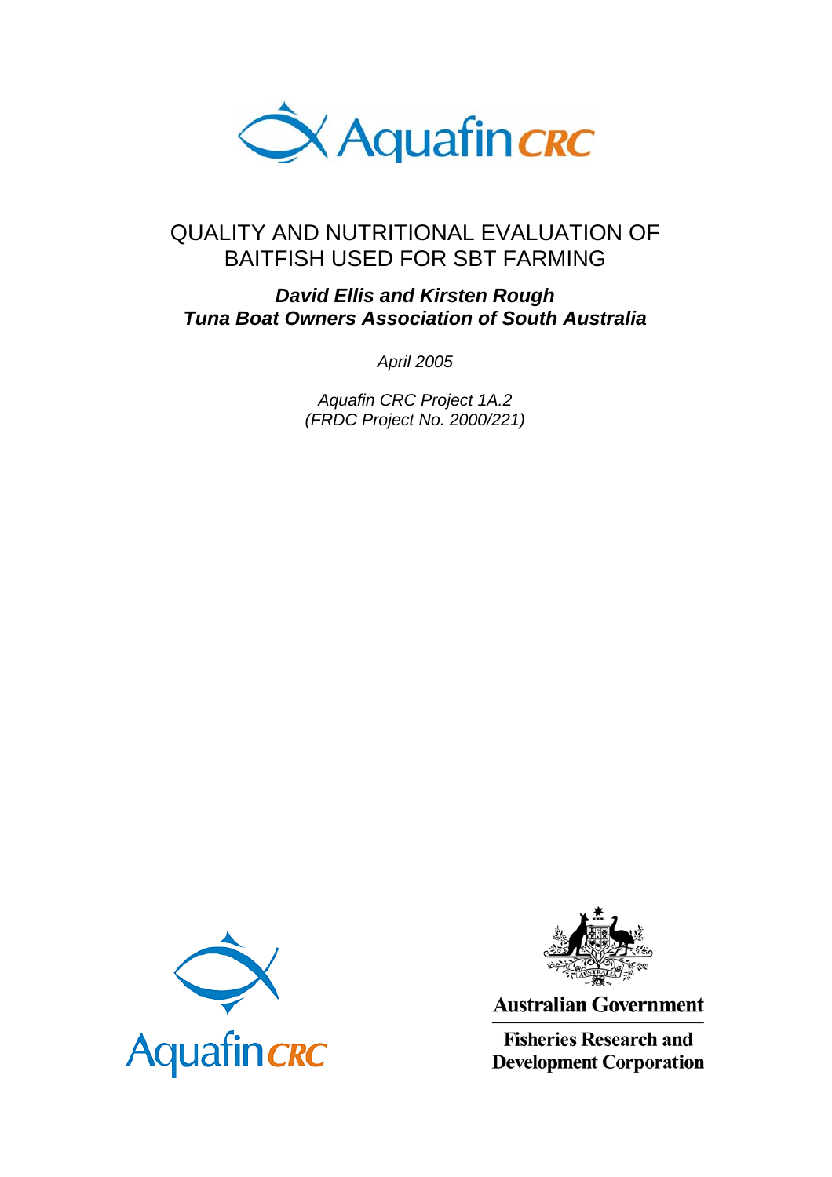# QUALITY AND NUTRITIONAL EVALUATION OF BAITFISH USED FOR SBT FARMING

***David Ellis and Kirsten Rough***
***Tuna Boat Owners Association of South Australia***

*April 2005*

*Aquafin CRC Project 1A.2*
*(FRDC Project No. 2000/221)*

Australian Government

Fisheries Research and Development Corporation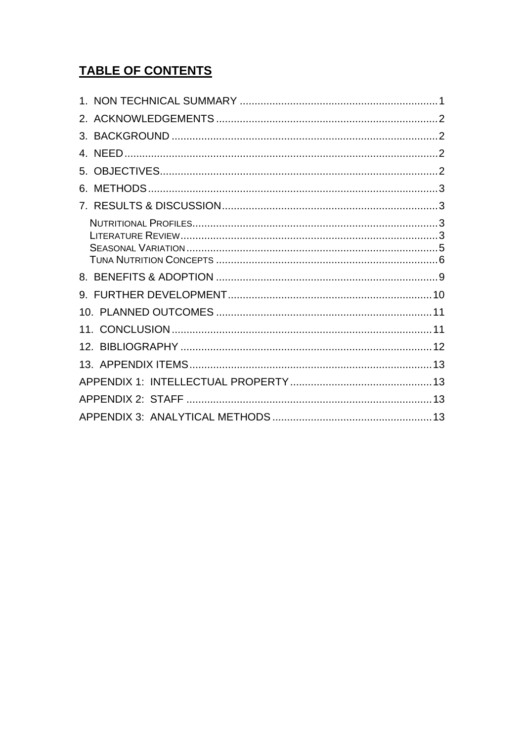# TABLE OF CONTENTS

1. NON TECHNICAL SUMMARY ........................................ 1
2. ACKNOWLEDGEMENTS ........................................ 2
3. BACKGROUND ........................................ 2
4. NEED ........................................ 2
5. OBJECTIVES ........................................ 2
6. METHODS ........................................ 3
7. RESULTS & DISCUSSION ........................................ 3
   - NUTRITIONAL PROFILES ........................................ 3
   - LITERATURE REVIEW ........................................ 3
   - SEASONAL VARIATION ........................................ 5
   - TUNA NUTRITION CONCEPTS ........................................ 6
8. BENEFITS & ADOPTION ........................................ 9
9. FURTHER DEVELOPMENT ........................................ 10
10. PLANNED OUTCOMES ........................................ 11
11. CONCLUSION ........................................ 11
12. BIBLIOGRAPHY ........................................ 12
13. APPENDIX ITEMS ........................................ 13

APPENDIX 1: INTELLECTUAL PROPERTY ........................................ 13

APPENDIX 2: STAFF ........................................ 13

APPENDIX 3: ANALYTICAL METHODS ........................................ 13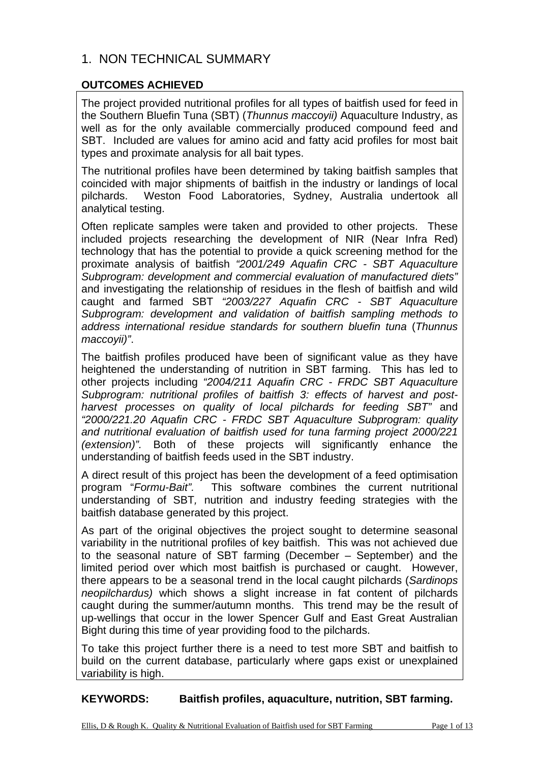# 1. NON TECHNICAL SUMMARY

**OUTCOMES ACHIEVED**

The project provided nutritional profiles for all types of baitfish used for feed in the Southern Bluefin Tuna (SBT) (*Thunnus maccoyii)* Aquaculture Industry, as well as for the only available commercially produced compound feed and SBT. Included are values for amino acid and fatty acid profiles for most bait types and proximate analysis for all bait types.

The nutritional profiles have been determined by taking baitfish samples that coincided with major shipments of baitfish in the industry or landings of local pilchards. Weston Food Laboratories, Sydney, Australia undertook all analytical testing.

Often replicate samples were taken and provided to other projects. These included projects researching the development of NIR (Near Infra Red) technology that has the potential to provide a quick screening method for the proximate analysis of baitfish *"2001/249 Aquafin CRC - SBT Aquaculture Subprogram: development and commercial evaluation of manufactured diets"* and investigating the relationship of residues in the flesh of baitfish and wild caught and farmed SBT *"2003/227 Aquafin CRC - SBT Aquaculture Subprogram: development and validation of baitfish sampling methods to address international residue standards for southern bluefin tuna* (*Thunnus maccoyii)"*.

The baitfish profiles produced have been of significant value as they have heightened the understanding of nutrition in SBT farming. This has led to other projects including *"2004/211 Aquafin CRC - FRDC SBT Aquaculture Subprogram: nutritional profiles of baitfish 3: effects of harvest and post-harvest processes on quality of local pilchards for feeding SBT"* and *"2000/221.20 Aquafin CRC - FRDC SBT Aquaculture Subprogram: quality and nutritional evaluation of baitfish used for tuna farming project 2000/221 (extension)".* Both of these projects will significantly enhance the understanding of baitfish feeds used in the SBT industry.

A direct result of this project has been the development of a feed optimisation program "*Formu-Bait".* This software combines the current nutritional understanding of SBT*,* nutrition and industry feeding strategies with the baitfish database generated by this project.

As part of the original objectives the project sought to determine seasonal variability in the nutritional profiles of key baitfish. This was not achieved due to the seasonal nature of SBT farming (December – September) and the limited period over which most baitfish is purchased or caught. However, there appears to be a seasonal trend in the local caught pilchards (*Sardinops neopilchardus)* which shows a slight increase in fat content of pilchards caught during the summer/autumn months. This trend may be the result of up-wellings that occur in the lower Spencer Gulf and East Great Australian Bight during this time of year providing food to the pilchards.

To take this project further there is a need to test more SBT and baitfish to build on the current database, particularly where gaps exist or unexplained variability is high.

**KEYWORDS: Baitfish profiles, aquaculture, nutrition, SBT farming.**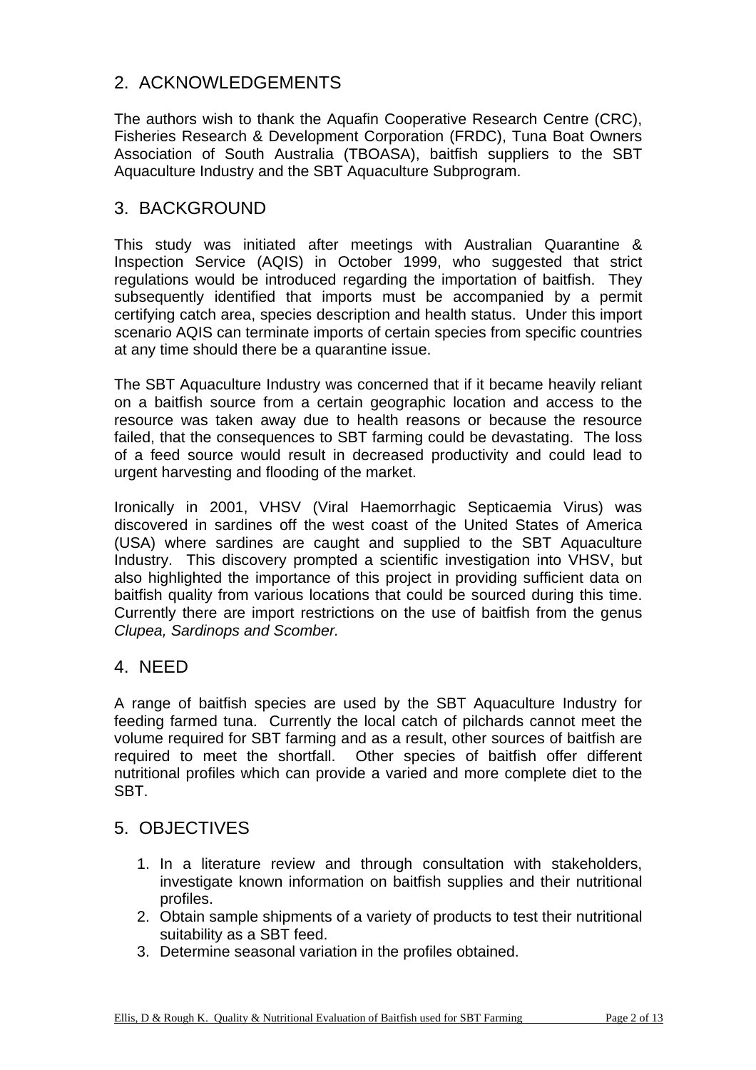## 2. ACKNOWLEDGEMENTS

The authors wish to thank the Aquafin Cooperative Research Centre (CRC), Fisheries Research & Development Corporation (FRDC), Tuna Boat Owners Association of South Australia (TBOASA), baitfish suppliers to the SBT Aquaculture Industry and the SBT Aquaculture Subprogram.

## 3. BACKGROUND

This study was initiated after meetings with Australian Quarantine & Inspection Service (AQIS) in October 1999, who suggested that strict regulations would be introduced regarding the importation of baitfish. They subsequently identified that imports must be accompanied by a permit certifying catch area, species description and health status. Under this import scenario AQIS can terminate imports of certain species from specific countries at any time should there be a quarantine issue.

The SBT Aquaculture Industry was concerned that if it became heavily reliant on a baitfish source from a certain geographic location and access to the resource was taken away due to health reasons or because the resource failed, that the consequences to SBT farming could be devastating. The loss of a feed source would result in decreased productivity and could lead to urgent harvesting and flooding of the market.

Ironically in 2001, VHSV (Viral Haemorrhagic Septicaemia Virus) was discovered in sardines off the west coast of the United States of America (USA) where sardines are caught and supplied to the SBT Aquaculture Industry. This discovery prompted a scientific investigation into VHSV, but also highlighted the importance of this project in providing sufficient data on baitfish quality from various locations that could be sourced during this time. Currently there are import restrictions on the use of baitfish from the genus *Clupea, Sardinops and Scomber.*

## 4. NEED

A range of baitfish species are used by the SBT Aquaculture Industry for feeding farmed tuna. Currently the local catch of pilchards cannot meet the volume required for SBT farming and as a result, other sources of baitfish are required to meet the shortfall. Other species of baitfish offer different nutritional profiles which can provide a varied and more complete diet to the SBT.

## 5. OBJECTIVES

1. In a literature review and through consultation with stakeholders, investigate known information on baitfish supplies and their nutritional profiles.
2. Obtain sample shipments of a variety of products to test their nutritional suitability as a SBT feed.
3. Determine seasonal variation in the profiles obtained.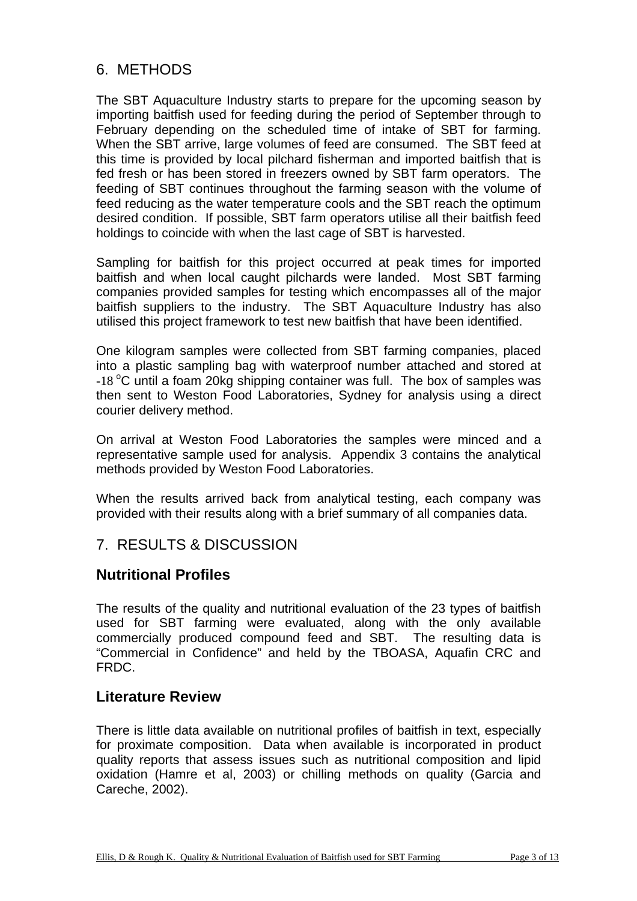## 6. METHODS

The SBT Aquaculture Industry starts to prepare for the upcoming season by importing baitfish used for feeding during the period of September through to February depending on the scheduled time of intake of SBT for farming. When the SBT arrive, large volumes of feed are consumed. The SBT feed at this time is provided by local pilchard fisherman and imported baitfish that is fed fresh or has been stored in freezers owned by SBT farm operators. The feeding of SBT continues throughout the farming season with the volume of feed reducing as the water temperature cools and the SBT reach the optimum desired condition. If possible, SBT farm operators utilise all their baitfish feed holdings to coincide with when the last cage of SBT is harvested.

Sampling for baitfish for this project occurred at peak times for imported baitfish and when local caught pilchards were landed. Most SBT farming companies provided samples for testing which encompasses all of the major baitfish suppliers to the industry. The SBT Aquaculture Industry has also utilised this project framework to test new baitfish that have been identified.

One kilogram samples were collected from SBT farming companies, placed into a plastic sampling bag with waterproof number attached and stored at -18 $^{o}$C until a foam 20kg shipping container was full. The box of samples was then sent to Weston Food Laboratories, Sydney for analysis using a direct courier delivery method.

On arrival at Weston Food Laboratories the samples were minced and a representative sample used for analysis. Appendix 3 contains the analytical methods provided by Weston Food Laboratories.

When the results arrived back from analytical testing, each company was provided with their results along with a brief summary of all companies data.

## 7. RESULTS & DISCUSSION

### Nutritional Profiles

The results of the quality and nutritional evaluation of the 23 types of baitfish used for SBT farming were evaluated, along with the only available commercially produced compound feed and SBT. The resulting data is "Commercial in Confidence" and held by the TBOASA, Aquafin CRC and FRDC.

### Literature Review

There is little data available on nutritional profiles of baitfish in text, especially for proximate composition. Data when available is incorporated in product quality reports that assess issues such as nutritional composition and lipid oxidation (Hamre et al, 2003) or chilling methods on quality (Garcia and Careche, 2002).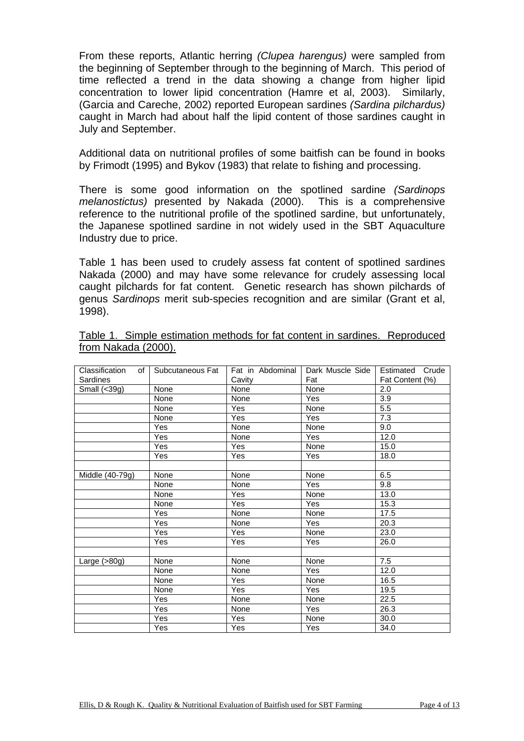From these reports, Atlantic herring *(Clupea harengus)* were sampled from the beginning of September through to the beginning of March. This period of time reflected a trend in the data showing a change from higher lipid concentration to lower lipid concentration (Hamre et al, 2003). Similarly, (Garcia and Careche, 2002) reported European sardines *(Sardina pilchardus)* caught in March had about half the lipid content of those sardines caught in July and September.

Additional data on nutritional profiles of some baitfish can be found in books by Frimodt (1995) and Bykov (1983) that relate to fishing and processing.

There is some good information on the spotlined sardine *(Sardinops melanostictus)* presented by Nakada (2000). This is a comprehensive reference to the nutritional profile of the spotlined sardine, but unfortunately, the Japanese spotlined sardine in not widely used in the SBT Aquaculture Industry due to price.

Table 1 has been used to crudely assess fat content of spotlined sardines Nakada (2000) and may have some relevance for crudely assessing local caught pilchards for fat content. Genetic research has shown pilchards of genus *Sardinops* merit sub-species recognition and are similar (Grant et al, 1998).

Table 1. Simple estimation methods for fat content in sardines. Reproduced from Nakada (2000).

| Classification of Sardines | Subcutaneous Fat | Fat in Abdominal Cavity | Dark Muscle Side Fat | Estimated Crude Fat Content (%) |
|---|---|---|---|---|
| Small (<39g) | None | None | None | 2.0 |
| | None | None | Yes | 3.9 |
| | None | Yes | None | 5.5 |
| | None | Yes | Yes | 7.3 |
| | Yes | None | None | 9.0 |
| | Yes | None | Yes | 12.0 |
| | Yes | Yes | None | 15.0 |
| | Yes | Yes | Yes | 18.0 |
| | | | | |
| Middle (40-79g) | None | None | None | 6.5 |
| | None | None | Yes | 9.8 |
| | None | Yes | None | 13.0 |
| | None | Yes | Yes | 15.3 |
| | Yes | None | None | 17.5 |
| | Yes | None | Yes | 20.3 |
| | Yes | Yes | None | 23.0 |
| | Yes | Yes | Yes | 26.0 |
| | | | | |
| Large (>80g) | None | None | None | 7.5 |
| | None | None | Yes | 12.0 |
| | None | Yes | None | 16.5 |
| | None | Yes | Yes | 19.5 |
| | Yes | None | None | 22.5 |
| | Yes | None | Yes | 26.3 |
| | Yes | Yes | None | 30.0 |
| | Yes | Yes | Yes | 34.0 |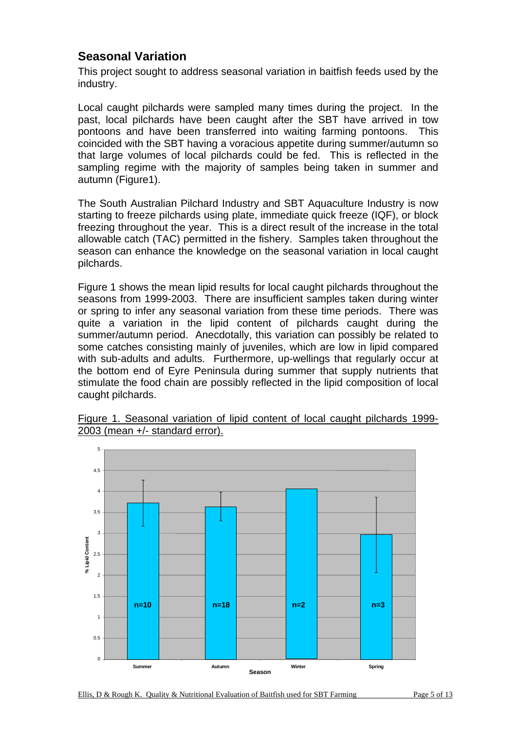## Seasonal Variation

This project sought to address seasonal variation in baitfish feeds used by the industry.

Local caught pilchards were sampled many times during the project. In the past, local pilchards have been caught after the SBT have arrived in tow pontoons and have been transferred into waiting farming pontoons. This coincided with the SBT having a voracious appetite during summer/autumn so that large volumes of local pilchards could be fed. This is reflected in the sampling regime with the majority of samples being taken in summer and autumn (Figure1).

The South Australian Pilchard Industry and SBT Aquaculture Industry is now starting to freeze pilchards using plate, immediate quick freeze (IQF), or block freezing throughout the year. This is a direct result of the increase in the total allowable catch (TAC) permitted in the fishery. Samples taken throughout the season can enhance the knowledge on the seasonal variation in local caught pilchards.

Figure 1 shows the mean lipid results for local caught pilchards throughout the seasons from 1999-2003. There are insufficient samples taken during winter or spring to infer any seasonal variation from these time periods. There was quite a variation in the lipid content of pilchards caught during the summer/autumn period. Anecdotally, this variation can possibly be related to some catches consisting mainly of juveniles, which are low in lipid compared with sub-adults and adults. Furthermore, up-wellings that regularly occur at the bottom end of Eyre Peninsula during summer that supply nutrients that stimulate the food chain are possibly reflected in the lipid composition of local caught pilchards.

Figure 1. Seasonal variation of lipid content of local caught pilchards 1999-2003 (mean +/- standard error).

| Season | % Lipid Content | n |
|---|---|---|
| Summer | ~3.7 | n=10 |
| Autumn | ~3.6 | n=18 |
| Winter | ~4.05 | n=2 |
| Spring | ~2.95 | n=3 |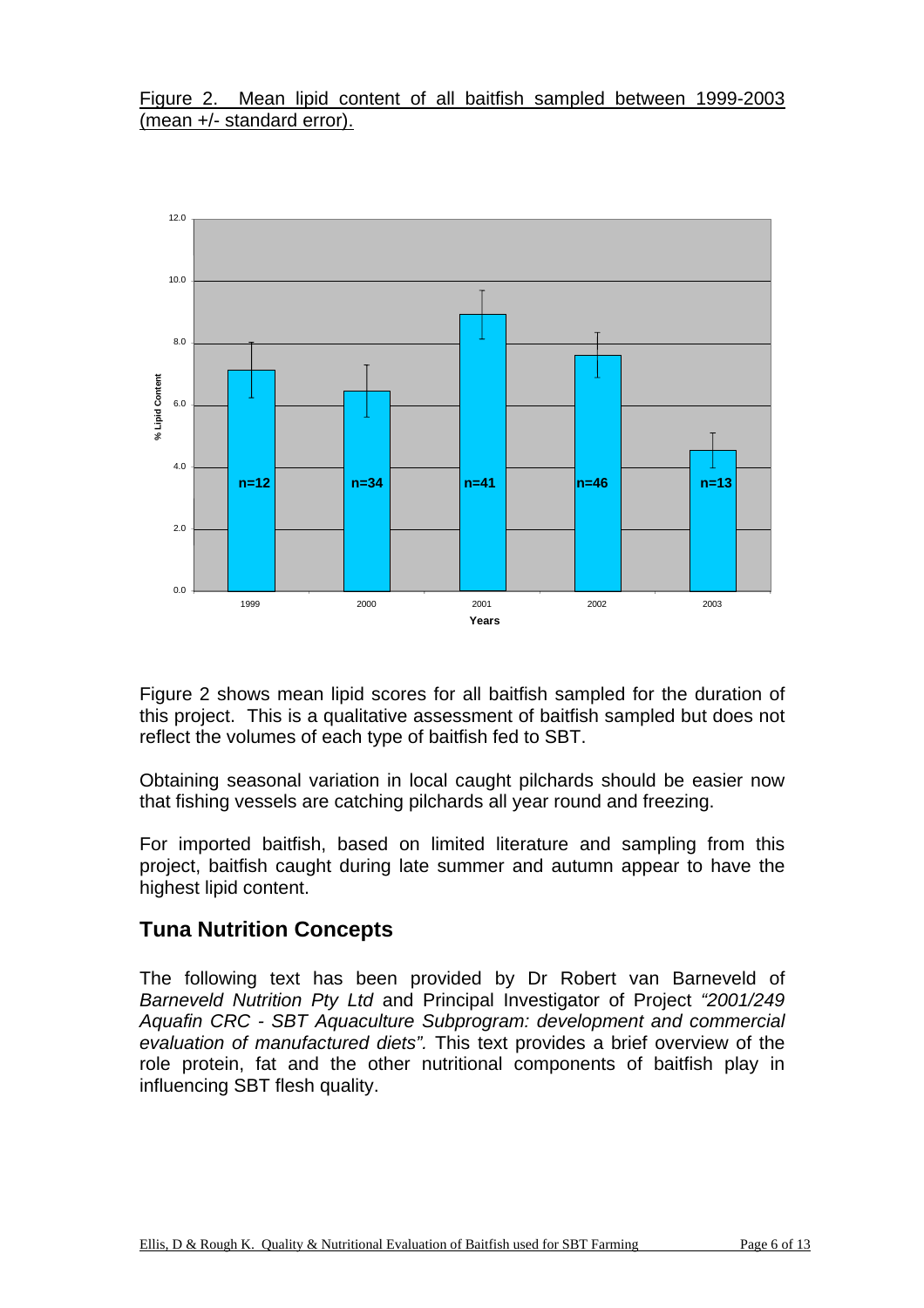Figure 2. Mean lipid content of all baitfish sampled between 1999-2003 (mean +/- standard error).

Figure 2 shows mean lipid scores for all baitfish sampled for the duration of this project. This is a qualitative assessment of baitfish sampled but does not reflect the volumes of each type of baitfish fed to SBT.

Obtaining seasonal variation in local caught pilchards should be easier now that fishing vessels are catching pilchards all year round and freezing.

For imported baitfish, based on limited literature and sampling from this project, baitfish caught during late summer and autumn appear to have the highest lipid content.

## Tuna Nutrition Concepts

The following text has been provided by Dr Robert van Barneveld of *Barneveld Nutrition Pty Ltd* and Principal Investigator of Project *"2001/249 Aquafin CRC - SBT Aquaculture Subprogram: development and commercial evaluation of manufactured diets".* This text provides a brief overview of the role protein, fat and the other nutritional components of baitfish play in influencing SBT flesh quality.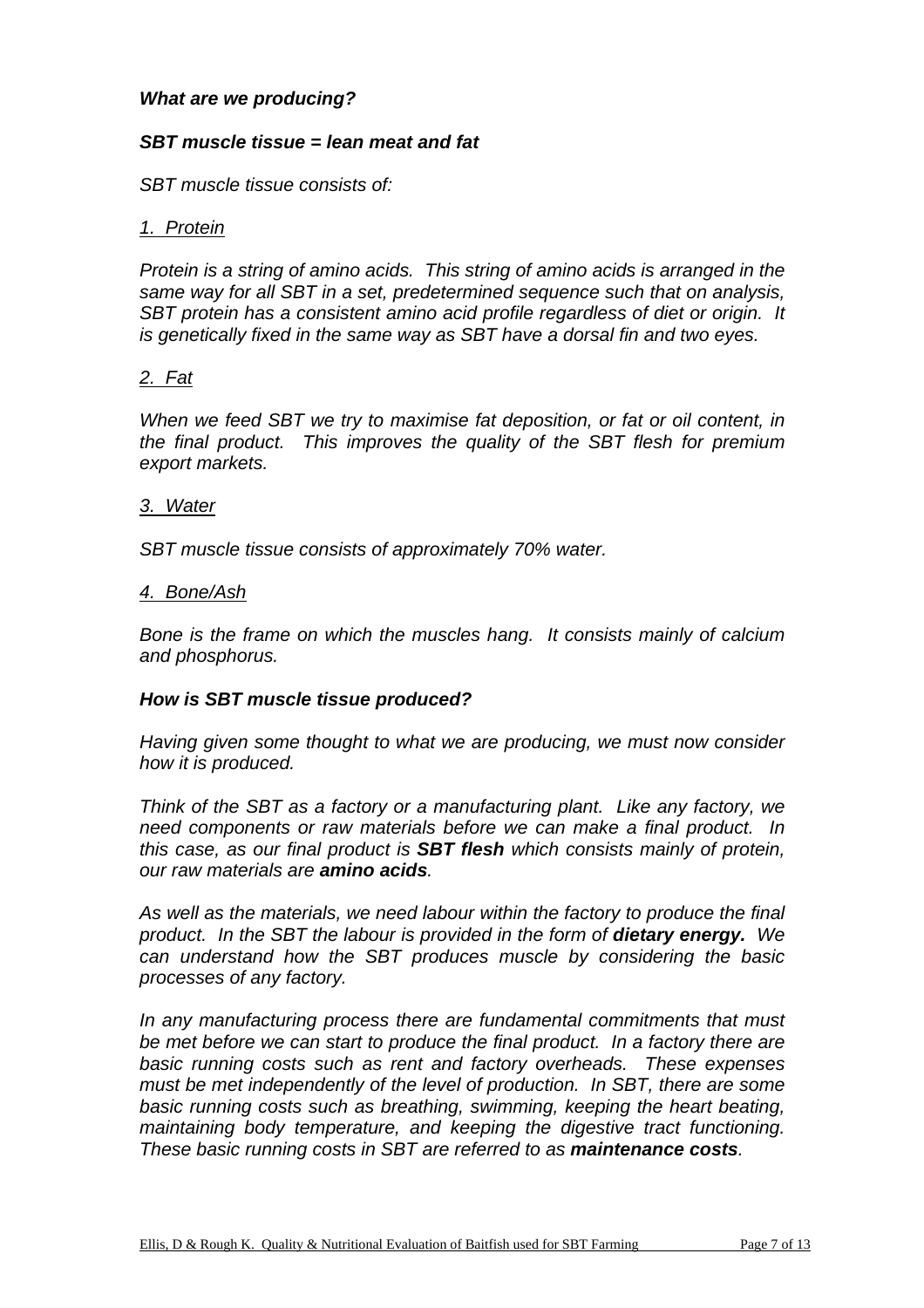### *What are we producing?*

### *SBT muscle tissue = lean meat and fat*

*SBT muscle tissue consists of:*

*1. Protein*

*Protein is a string of amino acids. This string of amino acids is arranged in the same way for all SBT in a set, predetermined sequence such that on analysis, SBT protein has a consistent amino acid profile regardless of diet or origin. It is genetically fixed in the same way as SBT have a dorsal fin and two eyes.*

*2. Fat*

*When we feed SBT we try to maximise fat deposition, or fat or oil content, in the final product. This improves the quality of the SBT flesh for premium export markets.*

*3. Water*

*SBT muscle tissue consists of approximately 70% water.*

*4. Bone/Ash*

*Bone is the frame on which the muscles hang. It consists mainly of calcium and phosphorus.*

### *How is SBT muscle tissue produced?*

*Having given some thought to what we are producing, we must now consider how it is produced.*

*Think of the SBT as a factory or a manufacturing plant. Like any factory, we need components or raw materials before we can make a final product. In this case, as our final product is* ***SBT flesh*** *which consists mainly of protein, our raw materials are* ***amino acids****.*

*As well as the materials, we need labour within the factory to produce the final product. In the SBT the labour is provided in the form of* ***dietary energy.*** *We can understand how the SBT produces muscle by considering the basic processes of any factory.*

*In any manufacturing process there are fundamental commitments that must be met before we can start to produce the final product. In a factory there are basic running costs such as rent and factory overheads. These expenses must be met independently of the level of production. In SBT, there are some basic running costs such as breathing, swimming, keeping the heart beating, maintaining body temperature, and keeping the digestive tract functioning. These basic running costs in SBT are referred to as* ***maintenance costs****.*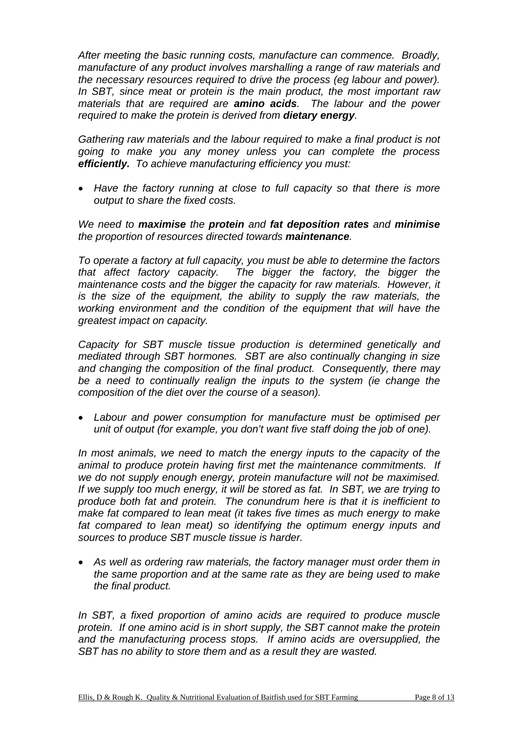*After meeting the basic running costs, manufacture can commence. Broadly, manufacture of any product involves marshalling a range of raw materials and the necessary resources required to drive the process (eg labour and power). In SBT, since meat or protein is the main product, the most important raw materials that are required are* ***amino acids****. The labour and the power required to make the protein is derived from* ***dietary energy****.*

*Gathering raw materials and the labour required to make a final product is not going to make you any money unless you can complete the process* ***efficiently.*** *To achieve manufacturing efficiency you must:*

- *Have the factory running at close to full capacity so that there is more output to share the fixed costs.*

*We need to* ***maximise*** *the* ***protein*** *and* ***fat deposition rates*** *and* ***minimise*** *the proportion of resources directed towards* ***maintenance****.*

*To operate a factory at full capacity, you must be able to determine the factors that affect factory capacity. The bigger the factory, the bigger the maintenance costs and the bigger the capacity for raw materials. However, it is the size of the equipment, the ability to supply the raw materials, the working environment and the condition of the equipment that will have the greatest impact on capacity.*

*Capacity for SBT muscle tissue production is determined genetically and mediated through SBT hormones. SBT are also continually changing in size and changing the composition of the final product. Consequently, there may be a need to continually realign the inputs to the system (ie change the composition of the diet over the course of a season).*

- *Labour and power consumption for manufacture must be optimised per unit of output (for example, you don't want five staff doing the job of one).*

*In most animals, we need to match the energy inputs to the capacity of the animal to produce protein having first met the maintenance commitments. If we do not supply enough energy, protein manufacture will not be maximised. If we supply too much energy, it will be stored as fat. In SBT, we are trying to produce both fat and protein. The conundrum here is that it is inefficient to make fat compared to lean meat (it takes five times as much energy to make fat compared to lean meat) so identifying the optimum energy inputs and sources to produce SBT muscle tissue is harder.*

- *As well as ordering raw materials, the factory manager must order them in the same proportion and at the same rate as they are being used to make the final product.*

*In SBT, a fixed proportion of amino acids are required to produce muscle protein. If one amino acid is in short supply, the SBT cannot make the protein and the manufacturing process stops. If amino acids are oversupplied, the SBT has no ability to store them and as a result they are wasted.*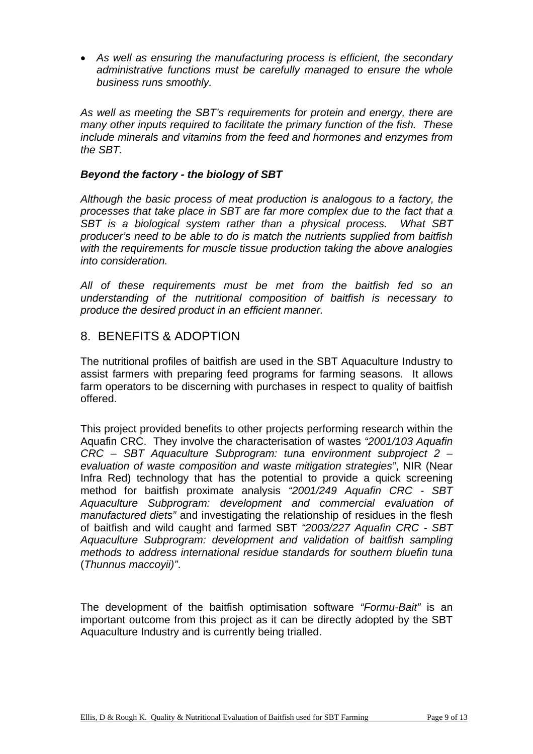- *As well as ensuring the manufacturing process is efficient, the secondary administrative functions must be carefully managed to ensure the whole business runs smoothly.*

*As well as meeting the SBT's requirements for protein and energy, there are many other inputs required to facilitate the primary function of the fish. These include minerals and vitamins from the feed and hormones and enzymes from the SBT.*

***Beyond the factory - the biology of SBT***

*Although the basic process of meat production is analogous to a factory, the processes that take place in SBT are far more complex due to the fact that a SBT is a biological system rather than a physical process. What SBT producer's need to be able to do is match the nutrients supplied from baitfish with the requirements for muscle tissue production taking the above analogies into consideration.*

*All of these requirements must be met from the baitfish fed so an understanding of the nutritional composition of baitfish is necessary to produce the desired product in an efficient manner.*

## 8. BENEFITS & ADOPTION

The nutritional profiles of baitfish are used in the SBT Aquaculture Industry to assist farmers with preparing feed programs for farming seasons. It allows farm operators to be discerning with purchases in respect to quality of baitfish offered.

This project provided benefits to other projects performing research within the Aquafin CRC. They involve the characterisation of wastes *"2001/103 Aquafin CRC – SBT Aquaculture Subprogram: tuna environment subproject 2 – evaluation of waste composition and waste mitigation strategies"*, NIR (Near Infra Red) technology that has the potential to provide a quick screening method for baitfish proximate analysis *"2001/249 Aquafin CRC - SBT Aquaculture Subprogram: development and commercial evaluation of manufactured diets"* and investigating the relationship of residues in the flesh of baitfish and wild caught and farmed SBT *"2003/227 Aquafin CRC - SBT Aquaculture Subprogram: development and validation of baitfish sampling methods to address international residue standards for southern bluefin tuna* (*Thunnus maccoyii)"*.

The development of the baitfish optimisation software *"Formu-Bait"* is an important outcome from this project as it can be directly adopted by the SBT Aquaculture Industry and is currently being trialled.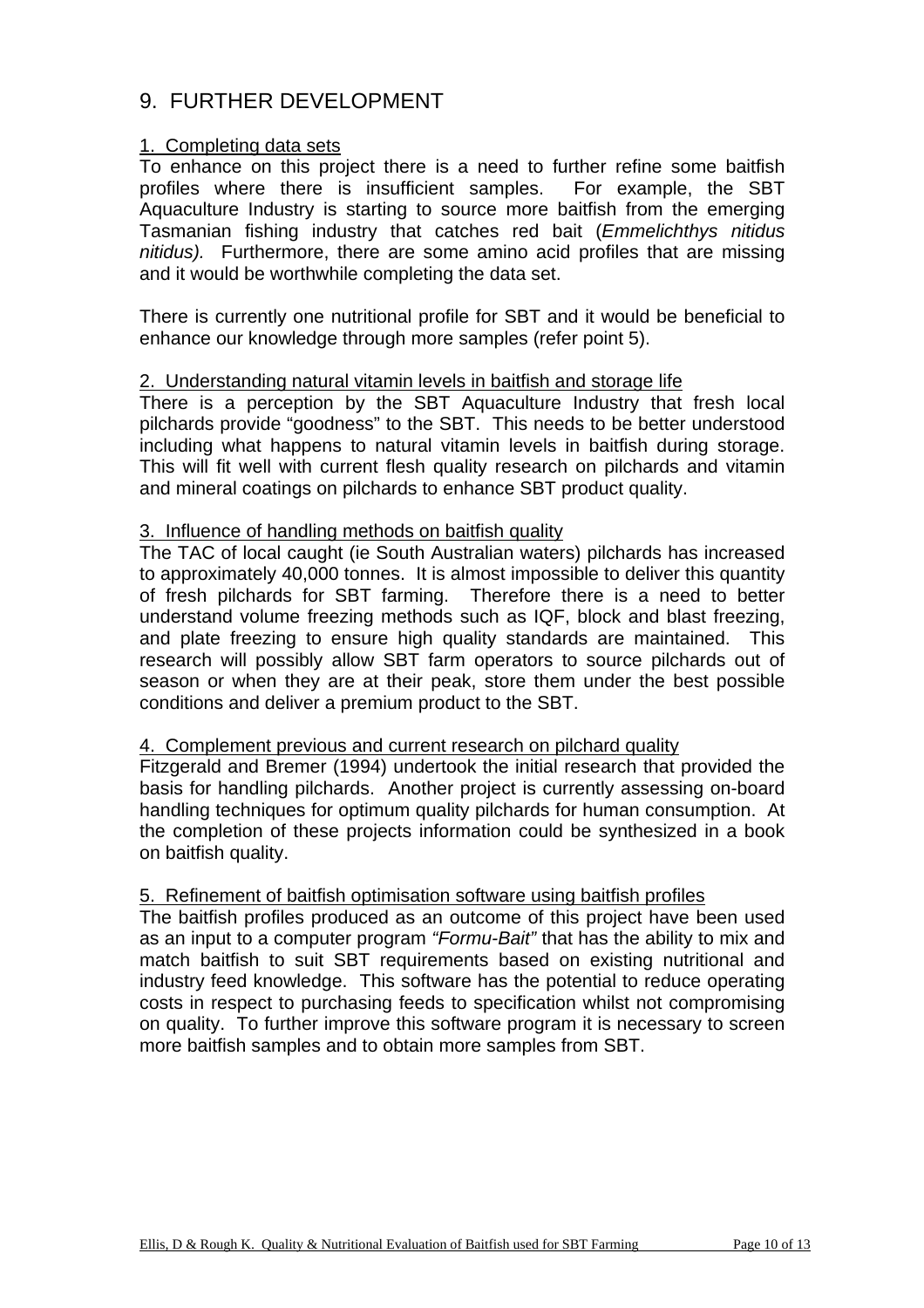## 9. FURTHER DEVELOPMENT

### 1. Completing data sets

To enhance on this project there is a need to further refine some baitfish profiles where there is insufficient samples. For example, the SBT Aquaculture Industry is starting to source more baitfish from the emerging Tasmanian fishing industry that catches red bait (*Emmelichthys nitidus nitidus).* Furthermore, there are some amino acid profiles that are missing and it would be worthwhile completing the data set.

There is currently one nutritional profile for SBT and it would be beneficial to enhance our knowledge through more samples (refer point 5).

### 2. Understanding natural vitamin levels in baitfish and storage life

There is a perception by the SBT Aquaculture Industry that fresh local pilchards provide "goodness" to the SBT. This needs to be better understood including what happens to natural vitamin levels in baitfish during storage. This will fit well with current flesh quality research on pilchards and vitamin and mineral coatings on pilchards to enhance SBT product quality.

### 3. Influence of handling methods on baitfish quality

The TAC of local caught (ie South Australian waters) pilchards has increased to approximately 40,000 tonnes. It is almost impossible to deliver this quantity of fresh pilchards for SBT farming. Therefore there is a need to better understand volume freezing methods such as IQF, block and blast freezing, and plate freezing to ensure high quality standards are maintained. This research will possibly allow SBT farm operators to source pilchards out of season or when they are at their peak, store them under the best possible conditions and deliver a premium product to the SBT.

### 4. Complement previous and current research on pilchard quality

Fitzgerald and Bremer (1994) undertook the initial research that provided the basis for handling pilchards. Another project is currently assessing on-board handling techniques for optimum quality pilchards for human consumption. At the completion of these projects information could be synthesized in a book on baitfish quality.

### 5. Refinement of baitfish optimisation software using baitfish profiles

The baitfish profiles produced as an outcome of this project have been used as an input to a computer program *"Formu-Bait"* that has the ability to mix and match baitfish to suit SBT requirements based on existing nutritional and industry feed knowledge. This software has the potential to reduce operating costs in respect to purchasing feeds to specification whilst not compromising on quality. To further improve this software program it is necessary to screen more baitfish samples and to obtain more samples from SBT.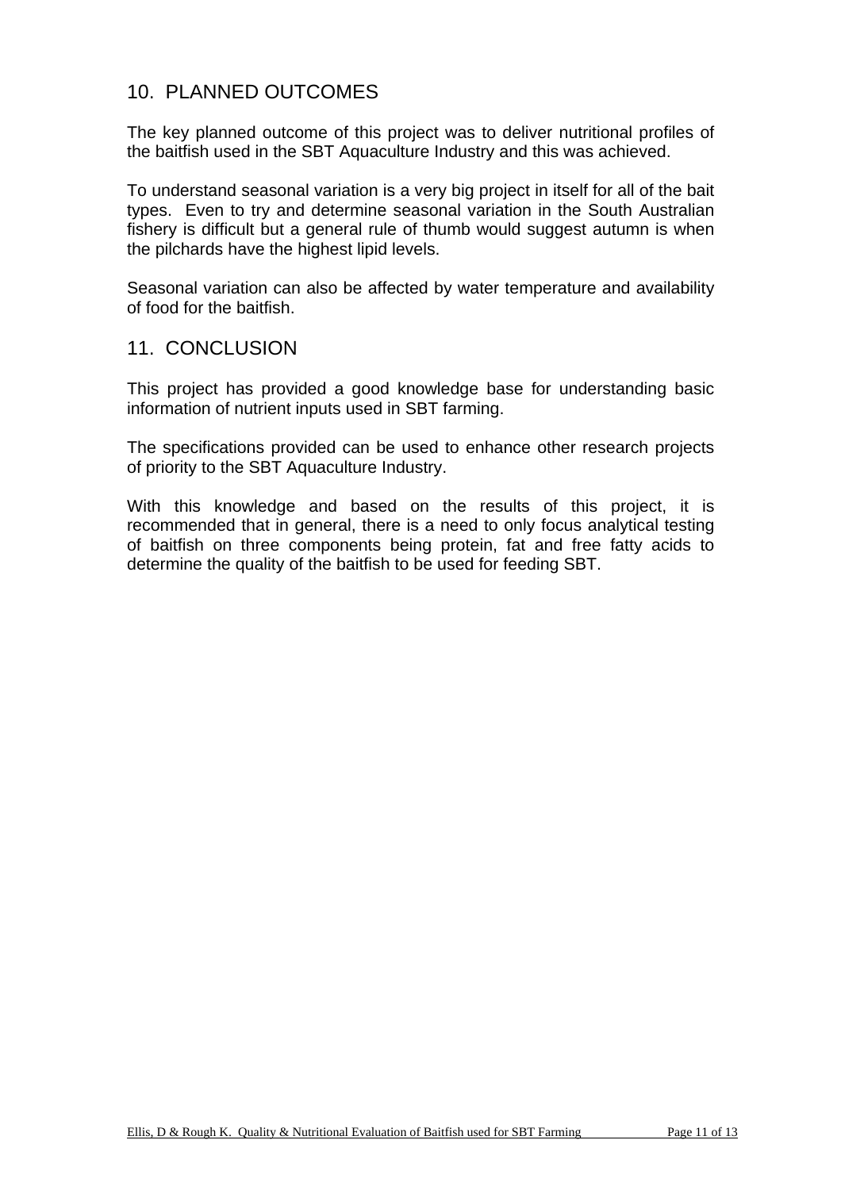## 10. PLANNED OUTCOMES

The key planned outcome of this project was to deliver nutritional profiles of the baitfish used in the SBT Aquaculture Industry and this was achieved.

To understand seasonal variation is a very big project in itself for all of the bait types. Even to try and determine seasonal variation in the South Australian fishery is difficult but a general rule of thumb would suggest autumn is when the pilchards have the highest lipid levels.

Seasonal variation can also be affected by water temperature and availability of food for the baitfish.

## 11. CONCLUSION

This project has provided a good knowledge base for understanding basic information of nutrient inputs used in SBT farming.

The specifications provided can be used to enhance other research projects of priority to the SBT Aquaculture Industry.

With this knowledge and based on the results of this project, it is recommended that in general, there is a need to only focus analytical testing of baitfish on three components being protein, fat and free fatty acids to determine the quality of the baitfish to be used for feeding SBT.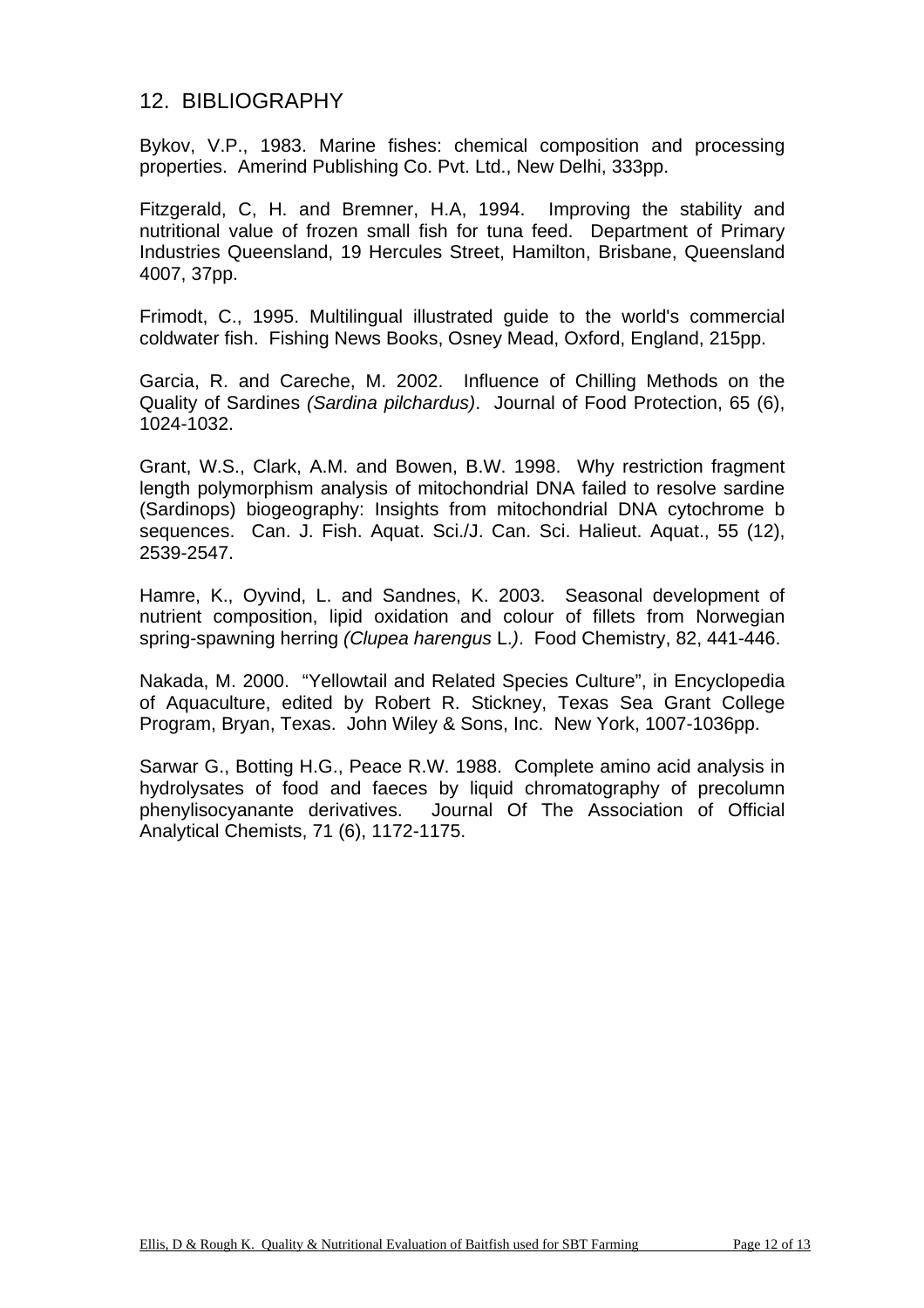## 12. BIBLIOGRAPHY

Bykov, V.P., 1983. Marine fishes: chemical composition and processing properties. Amerind Publishing Co. Pvt. Ltd., New Delhi, 333pp.

Fitzgerald, C, H. and Bremner, H.A, 1994. Improving the stability and nutritional value of frozen small fish for tuna feed. Department of Primary Industries Queensland, 19 Hercules Street, Hamilton, Brisbane, Queensland 4007, 37pp.

Frimodt, C., 1995. Multilingual illustrated guide to the world's commercial coldwater fish. Fishing News Books, Osney Mead, Oxford, England, 215pp.

Garcia, R. and Careche, M. 2002. Influence of Chilling Methods on the Quality of Sardines *(Sardina pilchardus)*. Journal of Food Protection, 65 (6), 1024-1032.

Grant, W.S., Clark, A.M. and Bowen, B.W. 1998. Why restriction fragment length polymorphism analysis of mitochondrial DNA failed to resolve sardine (Sardinops) biogeography: Insights from mitochondrial DNA cytochrome b sequences. Can. J. Fish. Aquat. Sci./J. Can. Sci. Halieut. Aquat., 55 (12), 2539-2547.

Hamre, K., Oyvind, L. and Sandnes, K. 2003. Seasonal development of nutrient composition, lipid oxidation and colour of fillets from Norwegian spring-spawning herring *(Clupea harengus* L.*)*. Food Chemistry, 82, 441-446.

Nakada, M. 2000. "Yellowtail and Related Species Culture", in Encyclopedia of Aquaculture, edited by Robert R. Stickney, Texas Sea Grant College Program, Bryan, Texas. John Wiley & Sons, Inc. New York, 1007-1036pp.

Sarwar G., Botting H.G., Peace R.W. 1988. Complete amino acid analysis in hydrolysates of food and faeces by liquid chromatography of precolumn phenylisocyanante derivatives. Journal Of The Association of Official Analytical Chemists, 71 (6), 1172-1175.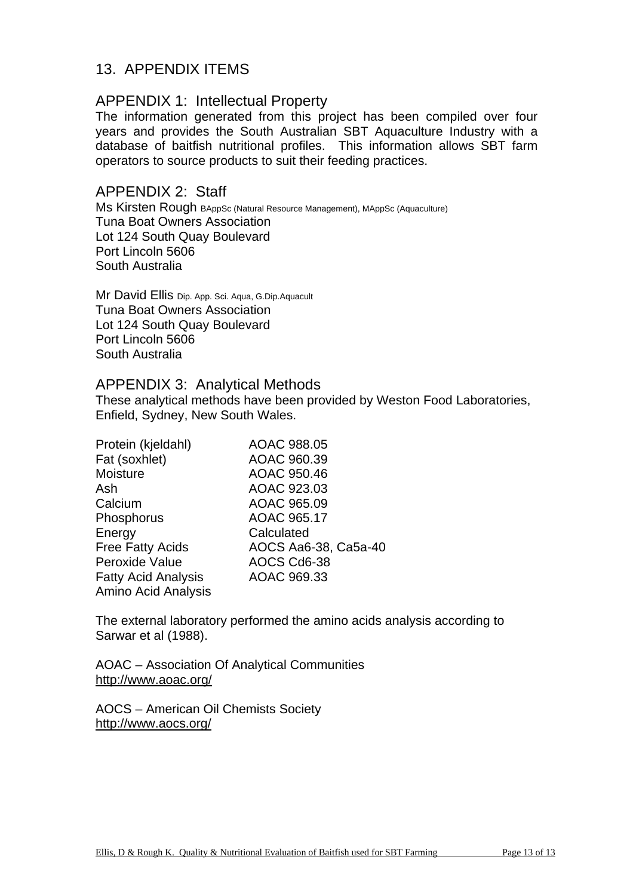# 13. APPENDIX ITEMS

## APPENDIX 1: Intellectual Property

The information generated from this project has been compiled over four years and provides the South Australian SBT Aquaculture Industry with a database of baitfish nutritional profiles. This information allows SBT farm operators to source products to suit their feeding practices.

## APPENDIX 2: Staff

Ms Kirsten Rough BAppSc (Natural Resource Management), MAppSc (Aquaculture)
Tuna Boat Owners Association
Lot 124 South Quay Boulevard
Port Lincoln 5606
South Australia

Mr David Ellis Dip. App. Sci. Aqua, G.Dip.Aquacult
Tuna Boat Owners Association
Lot 124 South Quay Boulevard
Port Lincoln 5606
South Australia

## APPENDIX 3: Analytical Methods

These analytical methods have been provided by Weston Food Laboratories, Enfield, Sydney, New South Wales.

| | |
|---|---|
| Protein (kjeldahl) | AOAC 988.05 |
| Fat (soxhlet) | AOAC 960.39 |
| Moisture | AOAC 950.46 |
| Ash | AOAC 923.03 |
| Calcium | AOAC 965.09 |
| Phosphorus | AOAC 965.17 |
| Energy | Calculated |
| Free Fatty Acids | AOCS Aa6-38, Ca5a-40 |
| Peroxide Value | AOCS Cd6-38 |
| Fatty Acid Analysis | AOAC 969.33 |
| Amino Acid Analysis | |

The external laboratory performed the amino acids analysis according to Sarwar et al (1988).

AOAC – Association Of Analytical Communities
http://www.aoac.org/

AOCS – American Oil Chemists Society
http://www.aocs.org/